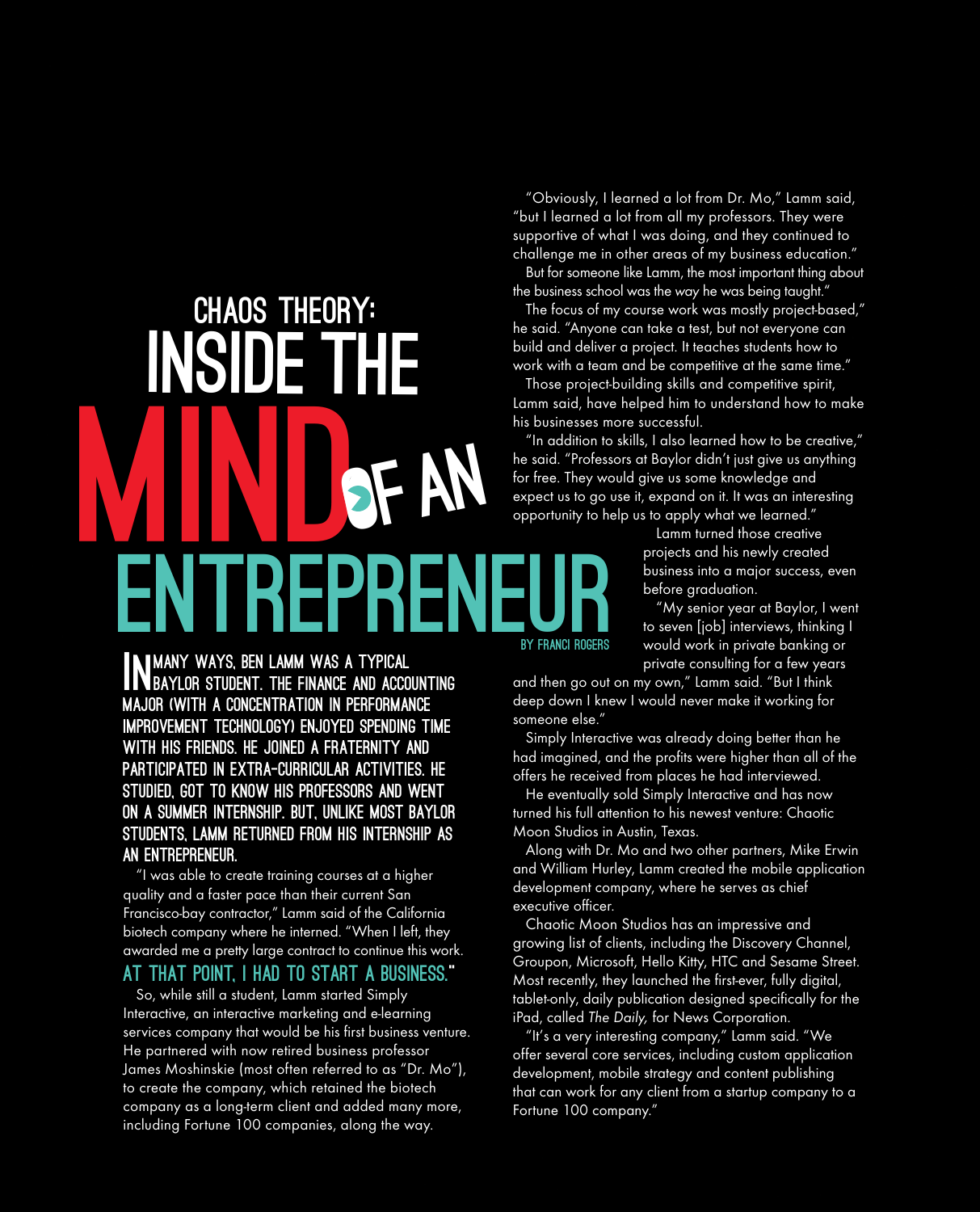# CHAOS THEORY: INSIDE THE MIND OF AN ENTREPRENEUR

BY FRANCI ROGERS

**IN MANY WAYS, BEN LAMM WAS A TYPICAL BAYLOR STUDENT. THE FINANCE AND ACCOUNTING MAJOR (WITH A CONCENTRATION IN PERFORMANCE IMPROVEMENT TECHNOLOGY) ENJOYED SPENDING TIME WITH HIS FRIENDS. HE JOINED A FRATERNITY AND PARTICIPATED IN EXTRA-CURRICULAR ACTIVITIES. HE STUDIED, GOT TO KNOW HIS PROFESSORS AND WENT ON A SUMMER INTERNSHIP. BUT, UNLIKE MOST BAYLOR STUDENTS, LAMM RETURNED FROM HIS INTERNSHIP AS AN ENTREPRENEUR.**

"I was able to create training courses at a higher quality and a faster pace than their current San Francisco-bay contractor," Lamm said of the California biotech company where he interned. "When I left, they awarded me a pretty large contract to continue this work. **AT THAT POINT, I HAD TO START A BUSINESS.**"

So, while still a student, Lamm started Simply Interactive, an interactive marketing and e-learning services company that would be his first business venture. He partnered with now retired business professor James Moshinskie (most often referred to as "Dr. Mo"), to create the company, which retained the biotech company as a long-term client and added many more, including Fortune 100 companies, along the way.

"Obviously, I learned a lot from Dr. Mo," Lamm said, "but I learned a lot from all my professors. They were supportive of what I was doing, and they continued to challenge me in other areas of my business education."

But for someone like Lamm, the most important thing about the business school was the *way* he was being taught."

The focus of my course work was mostly project-based," he said. "Anyone can take a test, but not everyone can build and deliver a project. It teaches students how to work with a team and be competitive at the same time."

Those project-building skills and competitive spirit, Lamm said, have helped him to understand how to make his businesses more successful.

"In addition to skills, I also learned how to be creative," he said. "Professors at Baylor didn't just give us anything for free. They would give us some knowledge and expect us to go use it, expand on it. It was an interesting opportunity to help us to apply what we learned."

Lamm turned those creative projects and his newly created business into a major success, even before graduation.

"My senior year at Baylor, I went to seven [job] interviews, thinking I would work in private banking or private consulting for a few years and then go out on my own," Lamm said. "But I think deep down I knew I would never make it working for someone else."

Simply Interactive was already doing better than he had imagined, and the profits were higher than all of the offers he received from places he had interviewed.

He eventually sold Simply Interactive and has now turned his full attention to his newest venture: Chaotic Moon Studios in Austin, Texas.

Along with Dr. Mo and two other partners, Mike Erwin and William Hurley, Lamm created the mobile application development company, where he serves as chief executive officer.

Chaotic Moon Studios has an impressive and growing list of clients, including the Discovery Channel, Groupon, Microsoft, Hello Kitty, HTC and Sesame Street. Most recently, they launched the first-ever, fully digital, tablet-only, daily publication designed specifically for the iPad, called *The Daily*, for News Corporation.

"It's a very interesting company," Lamm said. "We offer several core services, including custom application development, mobile strategy and content publishing that can work for any client from a startup company to a Fortune 100 company."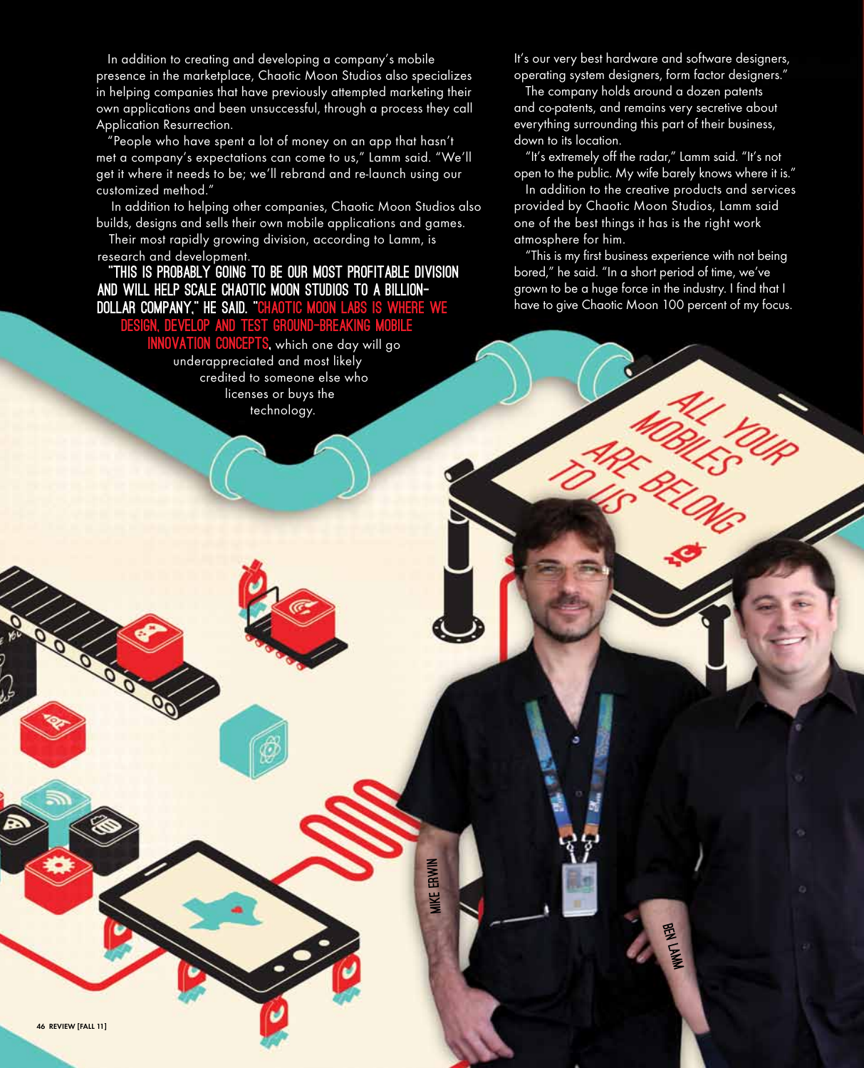In addition to creating and developing a company's mobile presence in the marketplace, Chaotic Moon Studios also specializes in helping companies that have previously attempted marketing their own applications and been unsuccessful, through a process they call Application Resurrection.

"People who have spent a lot of money on an app that hasn't met a company's expectations can come to us," Lamm said. "We'll get it where it needs to be; we'll rebrand and re-launch using our customized method."

In addition to helping other companies, Chaotic Moon Studios also builds, designs and sells their own mobile applications and games.

Their most rapidly growing division, according to Lamm, is research and development.

**"THIS IS PROBABLY GOING TO BE OUR MOST PROFITABLE DIVISION AND WILL HELP SCALE CHAOTIC MOON STUDIOS TO A BILLION-DOLLAR COMPANY," HE SAID. "CHAOTIC MOON LABS IS WHERE WE DESIGN, DEVELOP AND TEST GROUND-BREAKING MOBILE INNOVATION CONCEPTS,** which one day will go underappreciated and most likely credited to someone else who licenses or buys the technology.

It's our very best hardware and software designers, operating system designers, form factor designers."

The company holds around a dozen patents and co-patents, and remains very secretive about everything surrounding this part of their business, down to its location.

"It's extremely off the radar," Lamm said. "It's not open to the public. My wife barely knows where it is."

In addition to the creative products and services provided by Chaotic Moon Studios, Lamm said one of the best things it has is the right work atmosphere for him.

"This is my first business experience with not being bored," he said. "In a short period of time, we've grown to be a huge force in the industry. I find that I have to give Chaotic Moon 100 percent of my focus.

ALL YOUR MOBILES ARE BELONG TO US

MIKE ERWIN

BEN LAMM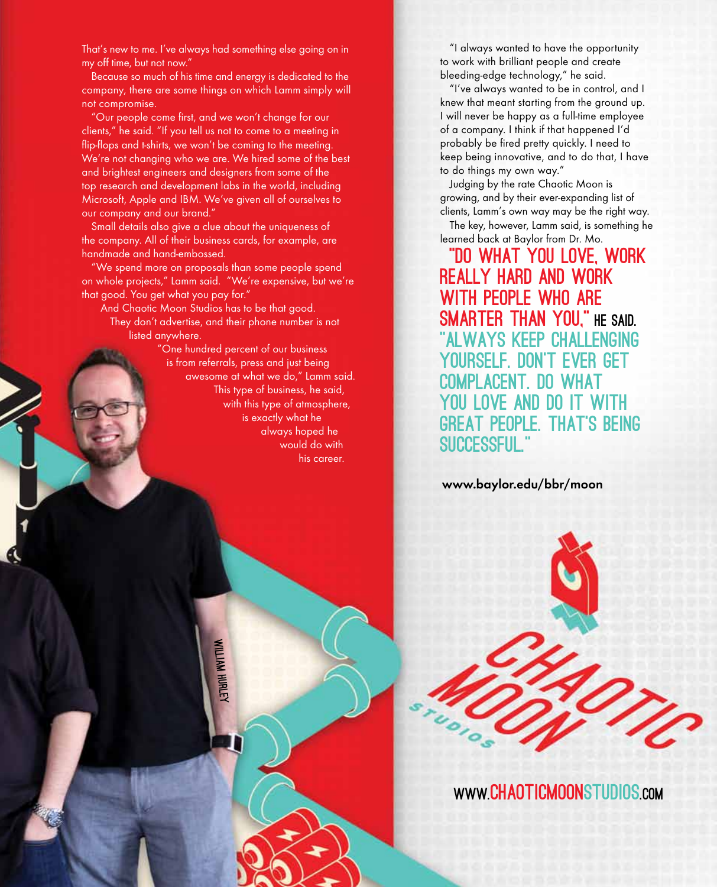That's new to me. I've always had something else going on in my off time, but not now."

Because so much of his time and energy is dedicated to the company, there are some things on which Lamm simply will not compromise.

"Our people come first, and we won't change for our clients," he said. "If you tell us not to come to a meeting in flip-flops and t-shirts, we won't be coming to the meeting. We're not changing who we are. We hired some of the best and brightest engineers and designers from some of the top research and development labs in the world, including Microsoft, Apple and IBM. We've given all of ourselves to our company and our brand."

Small details also give a clue about the uniqueness of the company. All of their business cards, for example, are handmade and hand-embossed.

"We spend more on proposals than some people spend on whole projects," Lamm said. "We're expensive, but we're that good. You get what you pay for."

And Chaotic Moon Studios has to be that good. They don't advertise, and their phone number is not listed anywhere.

"One hundred percent of our business is from referrals, press and just being awesome at what we do," Lamm said. This type of business, he said, with this type of atmosphere, is exactly what he always hoped he would do with his career.

WILLIAM HURLEY

"I always wanted to have the opportunity to work with brilliant people and create bleeding-edge technology," he said.

"I've always wanted to be in control, and I knew that meant starting from the ground up. I will never be happy as a full-time employee of a company. I think if that happened I'd probably be fired pretty quickly. I need to keep being innovative, and to do that, I have to do things my own way."

Judging by the rate Chaotic Moon is growing, and by their ever-expanding list of clients, Lamm's own way may be the right way.

The key, however, Lamm said, is something he learned back at Baylor from Dr. Mo.

**"DO WHAT YOU LOVE, WORK REALLY HARD AND WORK WITH PEOPLE WHO ARE SMARTER THAN YOU," HE SAID. "ALWAYS KEEP CHALLENGING YOURSELF. DON'T EVER GET COMPLACENT. DO WHAT YOU LOVE AND DO IT WITH GREAT PEOPLE. THAT'S BEING SUCCESSFUL."**

**www.baylor.edu/bbr/moon**

CHAOTIC MOON STUDIOS

WWW.CHAOTICMOONSTUDIOS.COM